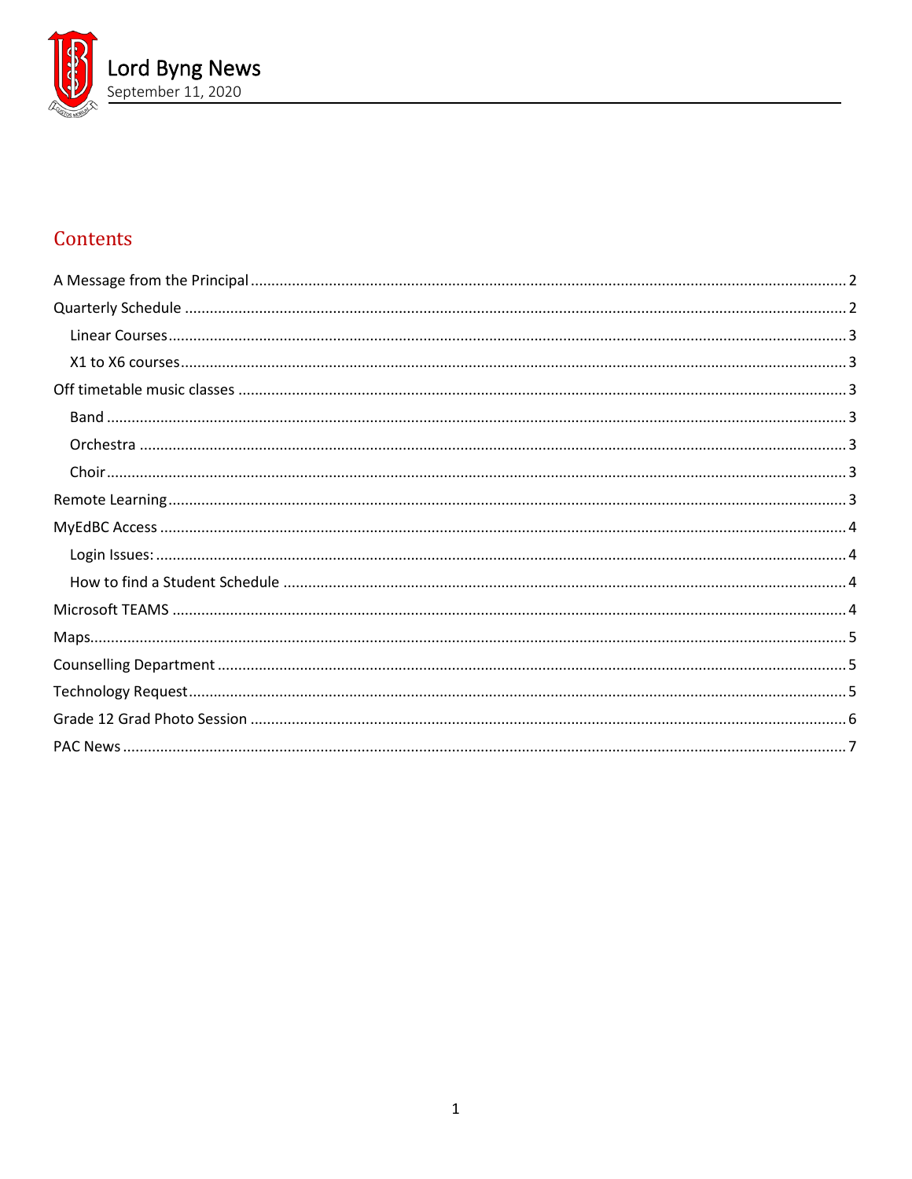# Lord Byng News

September 11, 2020

## Contents

- A Message from the Principal .......... 2
- Quarterly Schedule .......... 2
  - Linear Courses .......... 3
  - X1 to X6 courses .......... 3
- Off timetable music classes .......... 3
  - Band .......... 3
  - Orchestra .......... 3
  - Choir .......... 3
- Remote Learning .......... 3
- MyEdBC Access .......... 4
  - Login Issues: .......... 4
  - How to find a Student Schedule .......... 4
- Microsoft TEAMS .......... 4
- Maps .......... 5
- Counselling Department .......... 5
- Technology Request .......... 5
- Grade 12 Grad Photo Session .......... 6
- PAC News .......... 7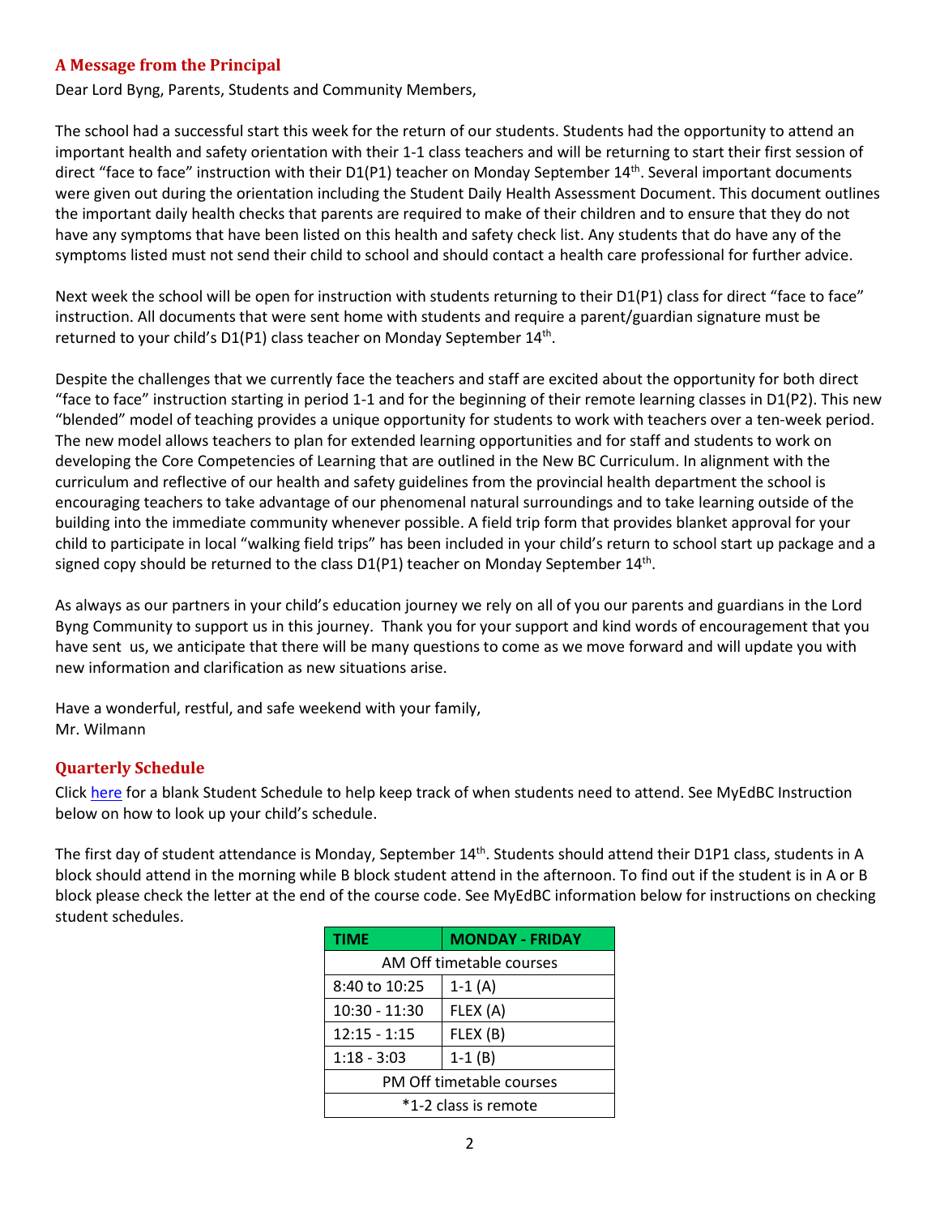## A Message from the Principal

Dear Lord Byng, Parents, Students and Community Members,

The school had a successful start this week for the return of our students. Students had the opportunity to attend an important health and safety orientation with their 1-1 class teachers and will be returning to start their first session of direct "face to face" instruction with their D1(P1) teacher on Monday September 14th. Several important documents were given out during the orientation including the Student Daily Health Assessment Document. This document outlines the important daily health checks that parents are required to make of their children and to ensure that they do not have any symptoms that have been listed on this health and safety check list. Any students that do have any of the symptoms listed must not send their child to school and should contact a health care professional for further advice.

Next week the school will be open for instruction with students returning to their D1(P1) class for direct "face to face" instruction. All documents that were sent home with students and require a parent/guardian signature must be returned to your child's D1(P1) class teacher on Monday September 14th.

Despite the challenges that we currently face the teachers and staff are excited about the opportunity for both direct "face to face" instruction starting in period 1-1 and for the beginning of their remote learning classes in D1(P2). This new "blended" model of teaching provides a unique opportunity for students to work with teachers over a ten-week period. The new model allows teachers to plan for extended learning opportunities and for staff and students to work on developing the Core Competencies of Learning that are outlined in the New BC Curriculum. In alignment with the curriculum and reflective of our health and safety guidelines from the provincial health department the school is encouraging teachers to take advantage of our phenomenal natural surroundings and to take learning outside of the building into the immediate community whenever possible. A field trip form that provides blanket approval for your child to participate in local "walking field trips" has been included in your child's return to school start up package and a signed copy should be returned to the class D1(P1) teacher on Monday September 14th.

As always as our partners in your child's education journey we rely on all of you our parents and guardians in the Lord Byng Community to support us in this journey. Thank you for your support and kind words of encouragement that you have sent us, we anticipate that there will be many questions to come as we move forward and will update you with new information and clarification as new situations arise.

Have a wonderful, restful, and safe weekend with your family,
Mr. Wilmann

## Quarterly Schedule

Click here for a blank Student Schedule to help keep track of when students need to attend. See MyEdBC Instruction below on how to look up your child's schedule.

The first day of student attendance is Monday, September 14th. Students should attend their D1P1 class, students in A block should attend in the morning while B block student attend in the afternoon. To find out if the student is in A or B block please check the letter at the end of the course code. See MyEdBC information below for instructions on checking student schedules.

| TIME | MONDAY - FRIDAY |
|---|---|
| AM Off timetable courses | |
| 8:40 to 10:25 | 1-1 (A) |
| 10:30 - 11:30 | FLEX (A) |
| 12:15 - 1:15 | FLEX (B) |
| 1:18 - 3:03 | 1-1 (B) |
| PM Off timetable courses | |
| *1-2 class is remote | |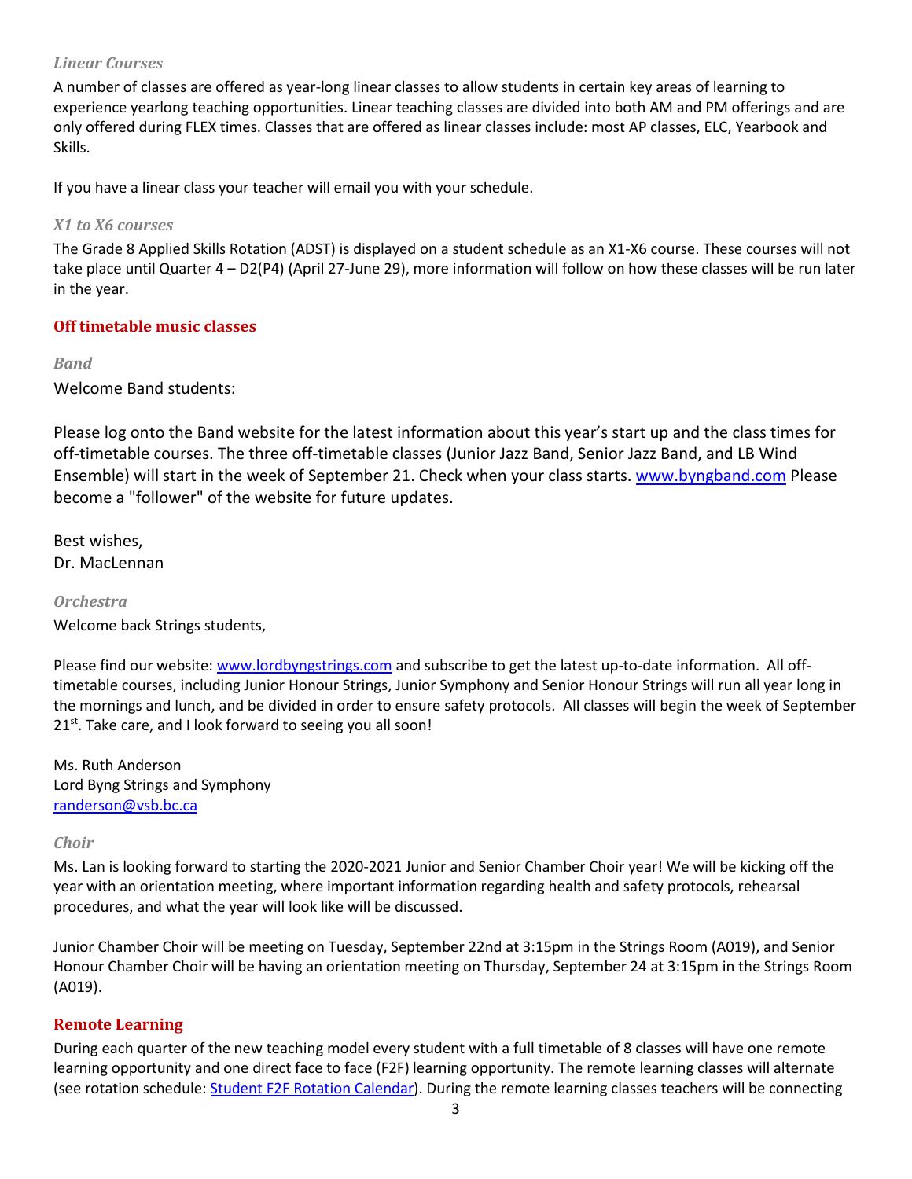### *Linear Courses*

A number of classes are offered as year-long linear classes to allow students in certain key areas of learning to experience yearlong teaching opportunities. Linear teaching classes are divided into both AM and PM offerings and are only offered during FLEX times. Classes that are offered as linear classes include: most AP classes, ELC, Yearbook and Skills.

If you have a linear class your teacher will email you with your schedule.

### *X1 to X6 courses*

The Grade 8 Applied Skills Rotation (ADST) is displayed on a student schedule as an X1-X6 course. These courses will not take place until Quarter 4 – D2(P4) (April 27-June 29), more information will follow on how these classes will be run later in the year.

## Off timetable music classes

### *Band*

Welcome Band students:

Please log onto the Band website for the latest information about this year's start up and the class times for off-timetable courses. The three off-timetable classes (Junior Jazz Band, Senior Jazz Band, and LB Wind Ensemble) will start in the week of September 21. Check when your class starts. [www.byngband.com](www.byngband.com) Please become a "follower" of the website for future updates.

Best wishes,
Dr. MacLennan

### *Orchestra*

Welcome back Strings students,

Please find our website: [www.lordbyngstrings.com](www.lordbyngstrings.com) and subscribe to get the latest up-to-date information. All off-timetable courses, including Junior Honour Strings, Junior Symphony and Senior Honour Strings will run all year long in the mornings and lunch, and be divided in order to ensure safety protocols. All classes will begin the week of September 21st. Take care, and I look forward to seeing you all soon!

Ms. Ruth Anderson
Lord Byng Strings and Symphony
[randerson@vsb.bc.ca](mailto:randerson@vsb.bc.ca)

### *Choir*

Ms. Lan is looking forward to starting the 2020-2021 Junior and Senior Chamber Choir year! We will be kicking off the year with an orientation meeting, where important information regarding health and safety protocols, rehearsal procedures, and what the year will look like will be discussed.

Junior Chamber Choir will be meeting on Tuesday, September 22nd at 3:15pm in the Strings Room (A019), and Senior Honour Chamber Choir will be having an orientation meeting on Thursday, September 24 at 3:15pm in the Strings Room (A019).

## Remote Learning

During each quarter of the new teaching model every student with a full timetable of 8 classes will have one remote learning opportunity and one direct face to face (F2F) learning opportunity. The remote learning classes will alternate (see rotation schedule: Student F2F Rotation Calendar). During the remote learning classes teachers will be connecting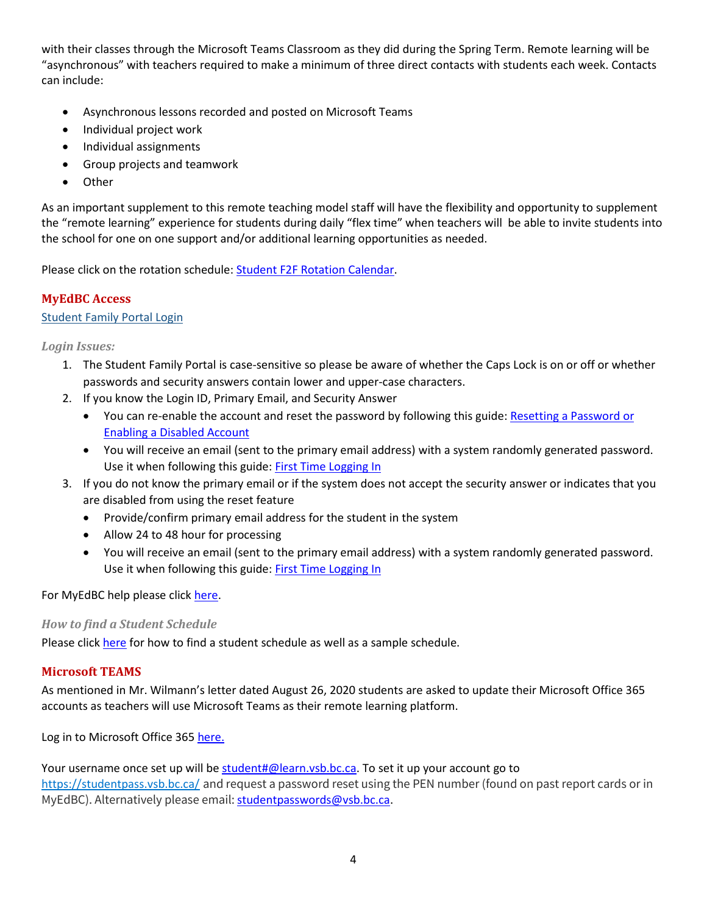with their classes through the Microsoft Teams Classroom as they did during the Spring Term. Remote learning will be "asynchronous" with teachers required to make a minimum of three direct contacts with students each week. Contacts can include:

- Asynchronous lessons recorded and posted on Microsoft Teams
- Individual project work
- Individual assignments
- Group projects and teamwork
- Other

As an important supplement to this remote teaching model staff will have the flexibility and opportunity to supplement the "remote learning" experience for students during daily "flex time" when teachers will be able to invite students into the school for one on one support and/or additional learning opportunities as needed.

Please click on the rotation schedule: Student F2F Rotation Calendar.

## MyEdBC Access

Student Family Portal Login

### *Login Issues:*

1. The Student Family Portal is case-sensitive so please be aware of whether the Caps Lock is on or off or whether passwords and security answers contain lower and upper-case characters.
2. If you know the Login ID, Primary Email, and Security Answer
   - You can re-enable the account and reset the password by following this guide: Resetting a Password or Enabling a Disabled Account
   - You will receive an email (sent to the primary email address) with a system randomly generated password. Use it when following this guide: First Time Logging In
3. If you do not know the primary email or if the system does not accept the security answer or indicates that you are disabled from using the reset feature
   - Provide/confirm primary email address for the student in the system
   - Allow 24 to 48 hour for processing
   - You will receive an email (sent to the primary email address) with a system randomly generated password. Use it when following this guide: First Time Logging In

For MyEdBC help please click here.

### *How to find a Student Schedule*

Please click here for how to find a student schedule as well as a sample schedule.

## Microsoft TEAMS

As mentioned in Mr. Wilmann's letter dated August 26, 2020 students are asked to update their Microsoft Office 365 accounts as teachers will use Microsoft Teams as their remote learning platform.

Log in to Microsoft Office 365 here.

Your username once set up will be student#@learn.vsb.bc.ca. To set it up your account go to https://studentpass.vsb.bc.ca/ and request a password reset using the PEN number (found on past report cards or in MyEdBC). Alternatively please email: studentpasswords@vsb.bc.ca.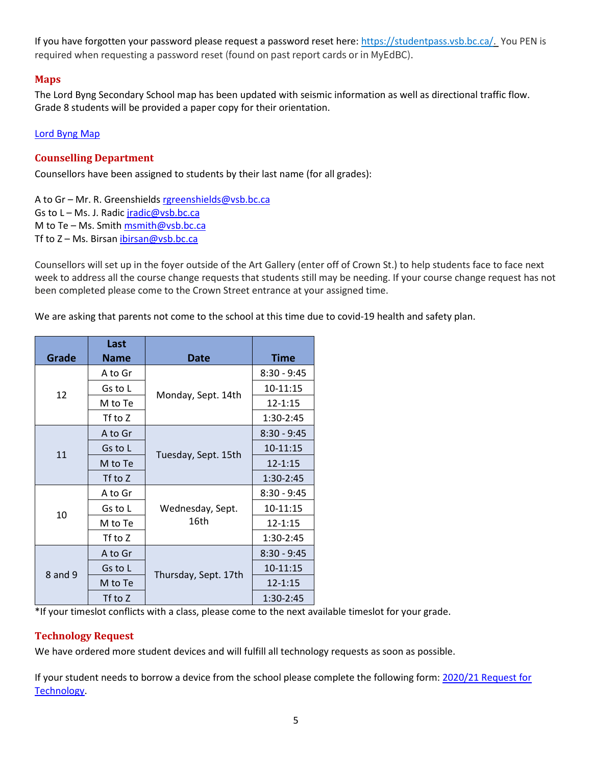If you have forgotten your password please request a password reset here: [https://studentpass.vsb.bc.ca/.](https://studentpass.vsb.bc.ca/) You PEN is required when requesting a password reset (found on past report cards or in MyEdBC).

## Maps

The Lord Byng Secondary School map has been updated with seismic information as well as directional traffic flow. Grade 8 students will be provided a paper copy for their orientation.

[Lord Byng Map]()

## Counselling Department

Counsellors have been assigned to students by their last name (for all grades):

A to Gr – Mr. R. Greenshields rgreenshields@vsb.bc.ca
Gs to L – Ms. J. Radic jradic@vsb.bc.ca
M to Te – Ms. Smith msmith@vsb.bc.ca
Tf to Z – Ms. Birsan ibirsan@vsb.bc.ca

Counsellors will set up in the foyer outside of the Art Gallery (enter off of Crown St.) to help students face to face next week to address all the course change requests that students still may be needing. If your course change request has not been completed please come to the Crown Street entrance at your assigned time.

We are asking that parents not come to the school at this time due to covid-19 health and safety plan.

| Grade | Last Name | Date | Time |
|---|---|---|---|
| 12 | A to Gr | Monday, Sept. 14th | 8:30 - 9:45 |
| | Gs to L | | 10-11:15 |
| | M to Te | | 12-1:15 |
| | Tf to Z | | 1:30-2:45 |
| 11 | A to Gr | Tuesday, Sept. 15th | 8:30 - 9:45 |
| | Gs to L | | 10-11:15 |
| | M to Te | | 12-1:15 |
| | Tf to Z | | 1:30-2:45 |
| 10 | A to Gr | Wednesday, Sept. 16th | 8:30 - 9:45 |
| | Gs to L | | 10-11:15 |
| | M to Te | | 12-1:15 |
| | Tf to Z | | 1:30-2:45 |
| 8 and 9 | A to Gr | Thursday, Sept. 17th | 8:30 - 9:45 |
| | Gs to L | | 10-11:15 |
| | M to Te | | 12-1:15 |
| | Tf to Z | | 1:30-2:45 |

*If your timeslot conflicts with a class, please come to the next available timeslot for your grade.

## Technology Request

We have ordered more student devices and will fulfill all technology requests as soon as possible.

If your student needs to borrow a device from the school please complete the following form: [2020/21 Request for Technology]().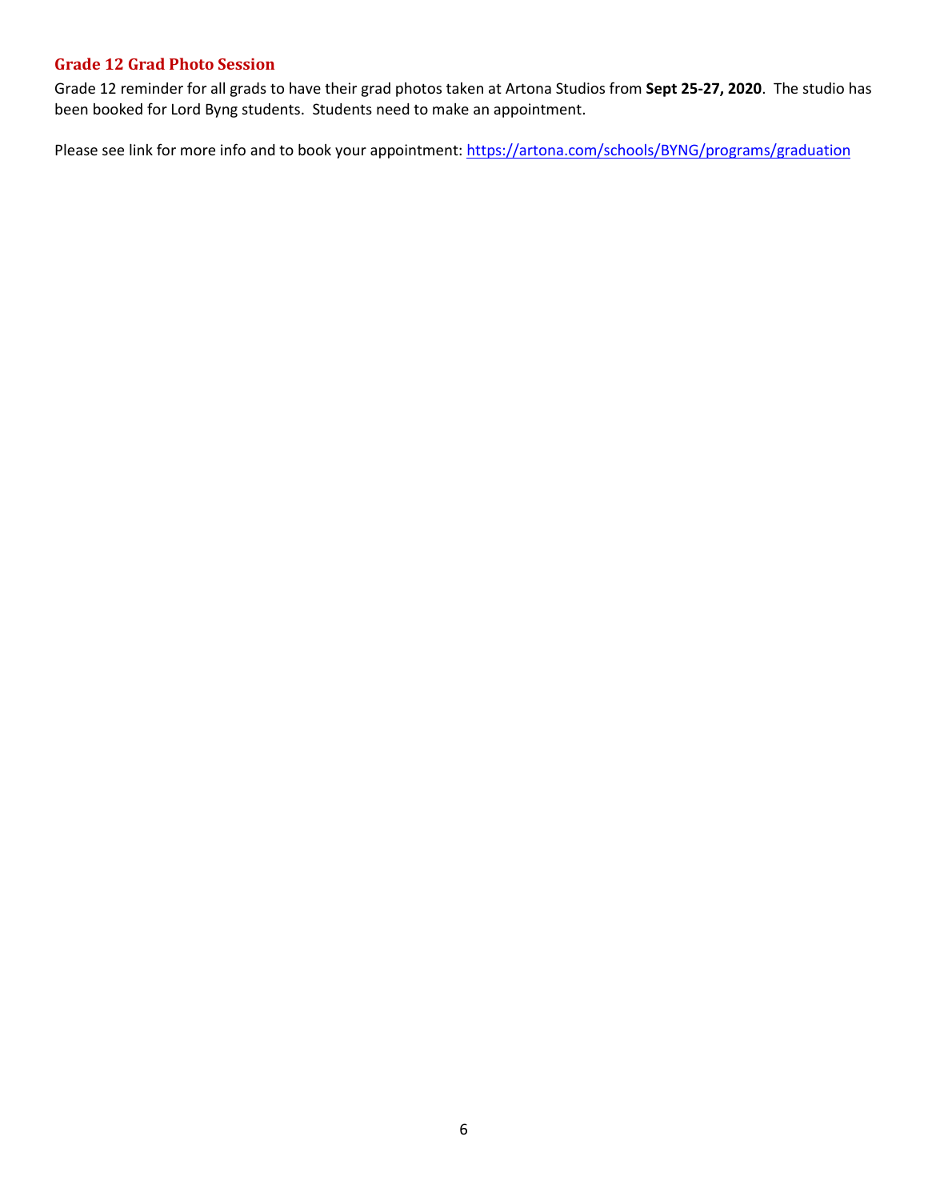### Grade 12 Grad Photo Session

Grade 12 reminder for all grads to have their grad photos taken at Artona Studios from **Sept 25-27, 2020**. The studio has been booked for Lord Byng students. Students need to make an appointment.

Please see link for more info and to book your appointment: https://artona.com/schools/BYNG/programs/graduation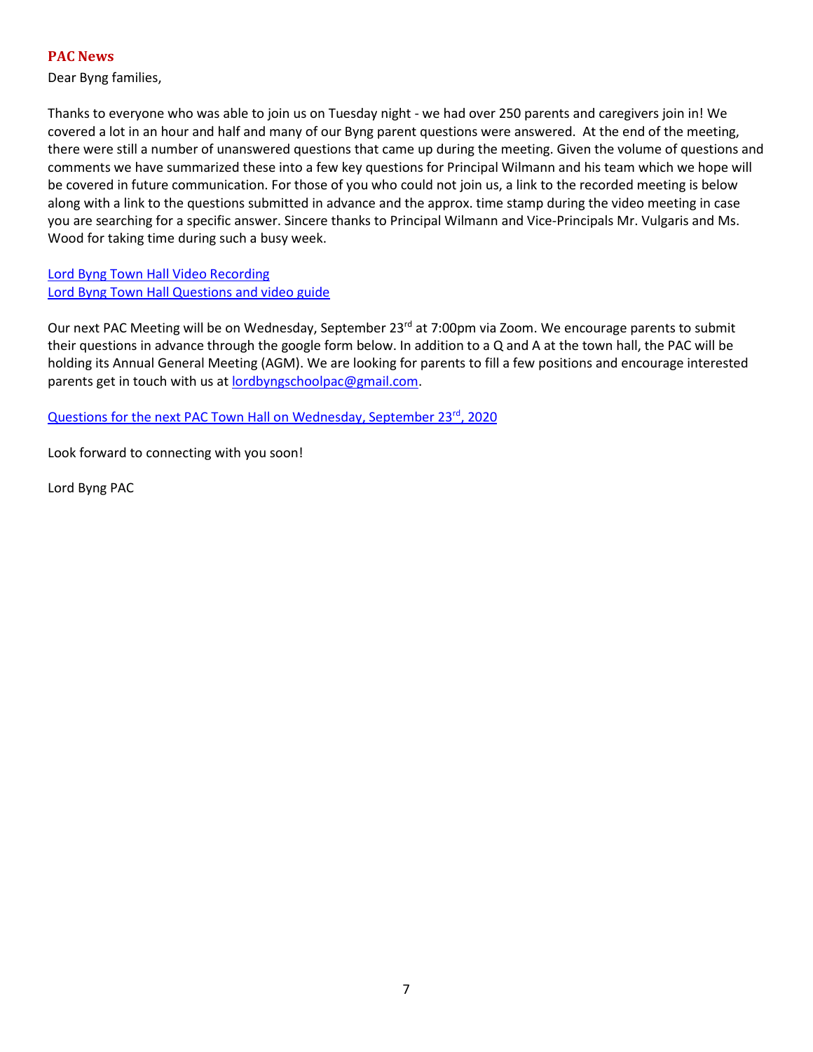## PAC News

Dear Byng families,

Thanks to everyone who was able to join us on Tuesday night - we had over 250 parents and caregivers join in! We covered a lot in an hour and half and many of our Byng parent questions were answered. At the end of the meeting, there were still a number of unanswered questions that came up during the meeting. Given the volume of questions and comments we have summarized these into a few key questions for Principal Wilmann and his team which we hope will be covered in future communication. For those of you who could not join us, a link to the recorded meeting is below along with a link to the questions submitted in advance and the approx. time stamp during the video meeting in case you are searching for a specific answer. Sincere thanks to Principal Wilmann and Vice-Principals Mr. Vulgaris and Ms. Wood for taking time during such a busy week.

Lord Byng Town Hall Video Recording
Lord Byng Town Hall Questions and video guide

Our next PAC Meeting will be on Wednesday, September 23rd at 7:00pm via Zoom. We encourage parents to submit their questions in advance through the google form below. In addition to a Q and A at the town hall, the PAC will be holding its Annual General Meeting (AGM). We are looking for parents to fill a few positions and encourage interested parents get in touch with us at lordbyngschoolpac@gmail.com.

Questions for the next PAC Town Hall on Wednesday, September 23rd, 2020

Look forward to connecting with you soon!

Lord Byng PAC